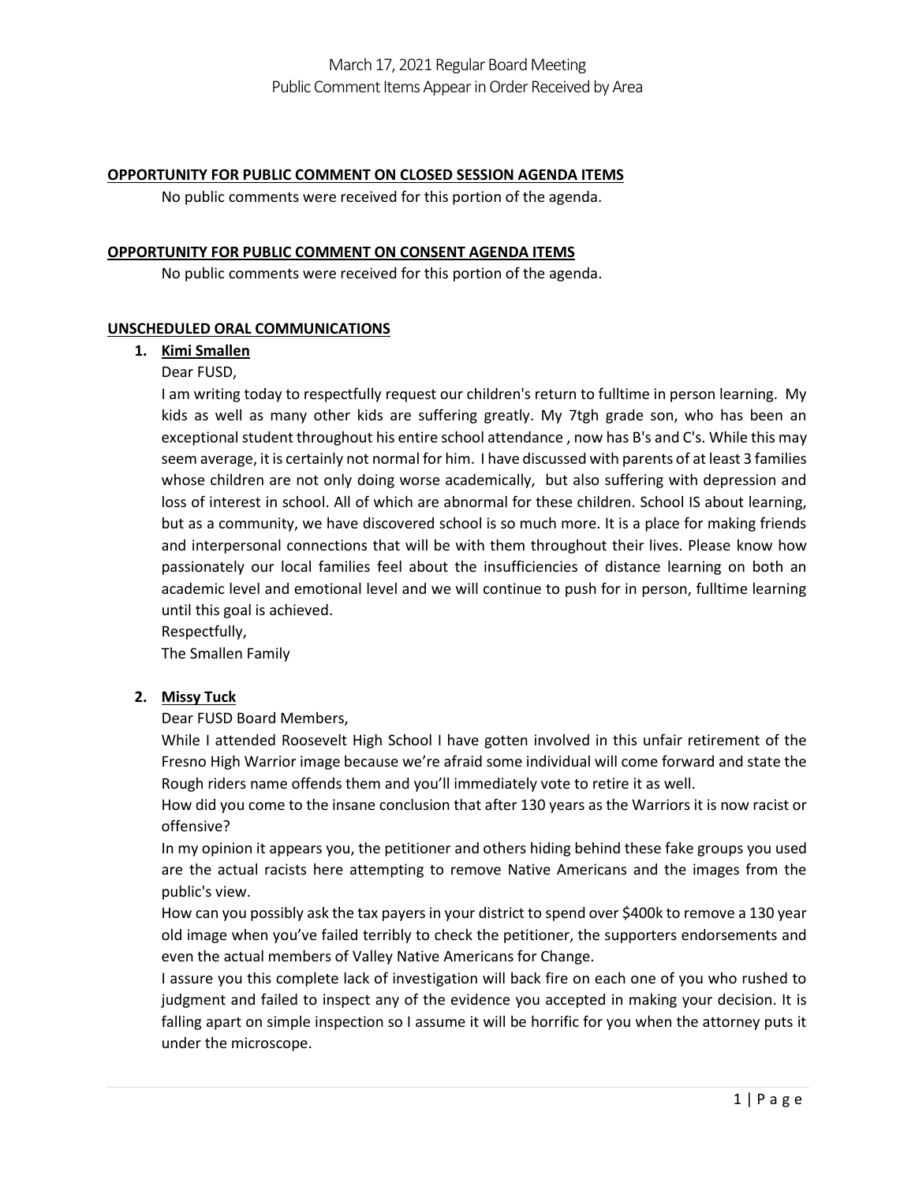March 17, 2021 Regular Board Meeting
Public Comment Items Appear in Order Received by Area

**OPPORTUNITY FOR PUBLIC COMMENT ON CLOSED SESSION AGENDA ITEMS**

No public comments were received for this portion of the agenda.

**OPPORTUNITY FOR PUBLIC COMMENT ON CONSENT AGENDA ITEMS**

No public comments were received for this portion of the agenda.

**UNSCHEDULED ORAL COMMUNICATIONS**

1. **Kimi Smallen**

   Dear FUSD,

   I am writing today to respectfully request our children's return to fulltime in person learning. My kids as well as many other kids are suffering greatly. My 7tgh grade son, who has been an exceptional student throughout his entire school attendance , now has B's and C's. While this may seem average, it is certainly not normal for him. I have discussed with parents of at least 3 families whose children are not only doing worse academically, but also suffering with depression and loss of interest in school. All of which are abnormal for these children. School IS about learning, but as a community, we have discovered school is so much more. It is a place for making friends and interpersonal connections that will be with them throughout their lives. Please know how passionately our local families feel about the insufficiencies of distance learning on both an academic level and emotional level and we will continue to push for in person, fulltime learning until this goal is achieved.

   Respectfully,

   The Smallen Family

2. **Missy Tuck**

   Dear FUSD Board Members,

   While I attended Roosevelt High School I have gotten involved in this unfair retirement of the Fresno High Warrior image because we're afraid some individual will come forward and state the Rough riders name offends them and you'll immediately vote to retire it as well.

   How did you come to the insane conclusion that after 130 years as the Warriors it is now racist or offensive?

   In my opinion it appears you, the petitioner and others hiding behind these fake groups you used are the actual racists here attempting to remove Native Americans and the images from the public's view.

   How can you possibly ask the tax payers in your district to spend over $400k to remove a 130 year old image when you've failed terribly to check the petitioner, the supporters endorsements and even the actual members of Valley Native Americans for Change.

   I assure you this complete lack of investigation will back fire on each one of you who rushed to judgment and failed to inspect any of the evidence you accepted in making your decision. It is falling apart on simple inspection so I assume it will be horrific for you when the attorney puts it under the microscope.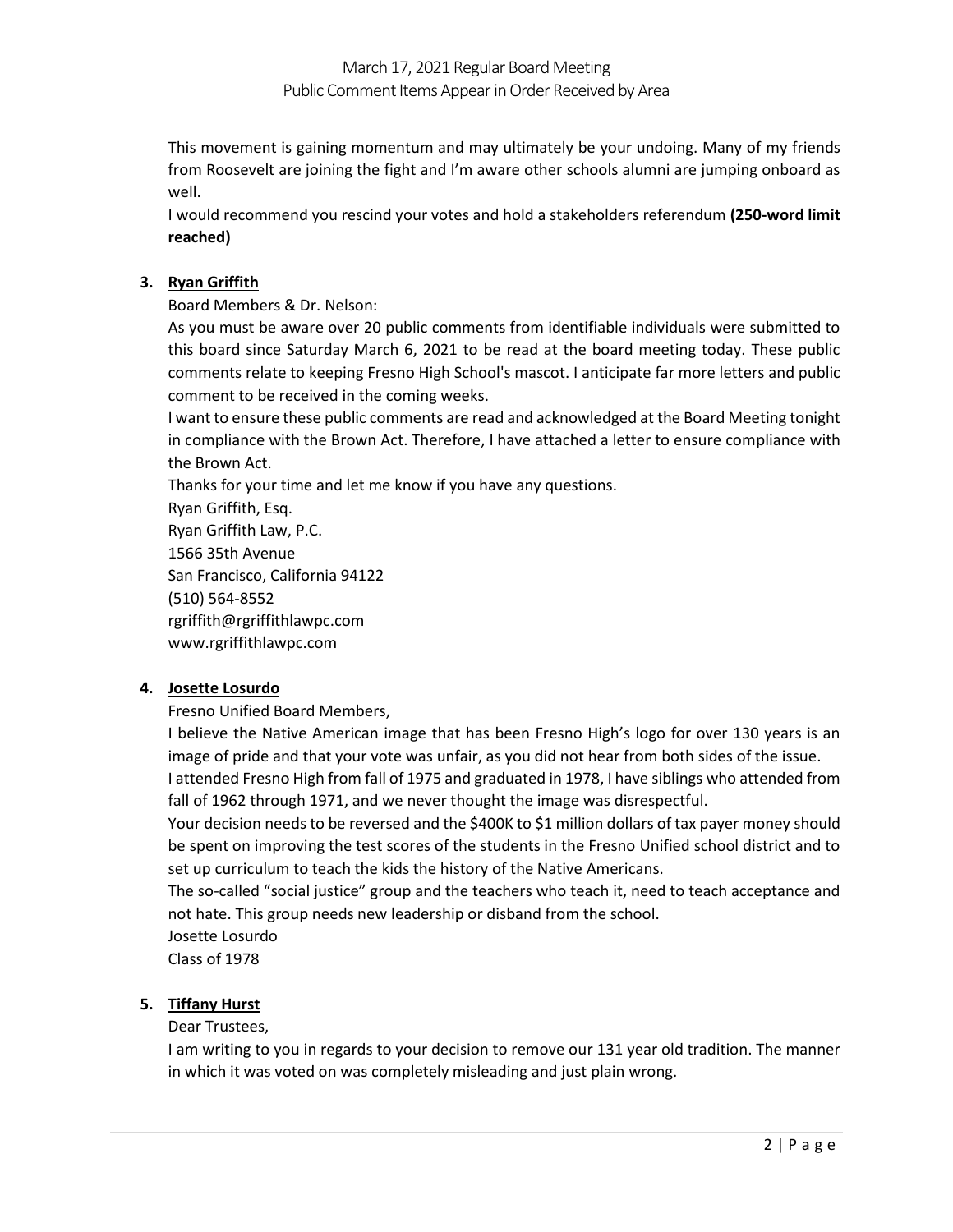This movement is gaining momentum and may ultimately be your undoing. Many of my friends from Roosevelt are joining the fight and I'm aware other schools alumni are jumping onboard as well.

I would recommend you rescind your votes and hold a stakeholders referendum **(250-word limit reached)**

3. **Ryan Griffith**

Board Members & Dr. Nelson:

As you must be aware over 20 public comments from identifiable individuals were submitted to this board since Saturday March 6, 2021 to be read at the board meeting today. These public comments relate to keeping Fresno High School's mascot. I anticipate far more letters and public comment to be received in the coming weeks.

I want to ensure these public comments are read and acknowledged at the Board Meeting tonight in compliance with the Brown Act. Therefore, I have attached a letter to ensure compliance with the Brown Act.

Thanks for your time and let me know if you have any questions.

Ryan Griffith, Esq.
Ryan Griffith Law, P.C.
1566 35th Avenue
San Francisco, California 94122
(510) 564-8552
rgriffith@rgriffithlawpc.com
www.rgriffithlawpc.com

4. **Josette Losurdo**

Fresno Unified Board Members,

I believe the Native American image that has been Fresno High's logo for over 130 years is an image of pride and that your vote was unfair, as you did not hear from both sides of the issue.

I attended Fresno High from fall of 1975 and graduated in 1978, I have siblings who attended from fall of 1962 through 1971, and we never thought the image was disrespectful.

Your decision needs to be reversed and the $400K to $1 million dollars of tax payer money should be spent on improving the test scores of the students in the Fresno Unified school district and to set up curriculum to teach the kids the history of the Native Americans.

The so-called "social justice" group and the teachers who teach it, need to teach acceptance and not hate. This group needs new leadership or disband from the school.

Josette Losurdo
Class of 1978

5. **Tiffany Hurst**

Dear Trustees,

I am writing to you in regards to your decision to remove our 131 year old tradition. The manner in which it was voted on was completely misleading and just plain wrong.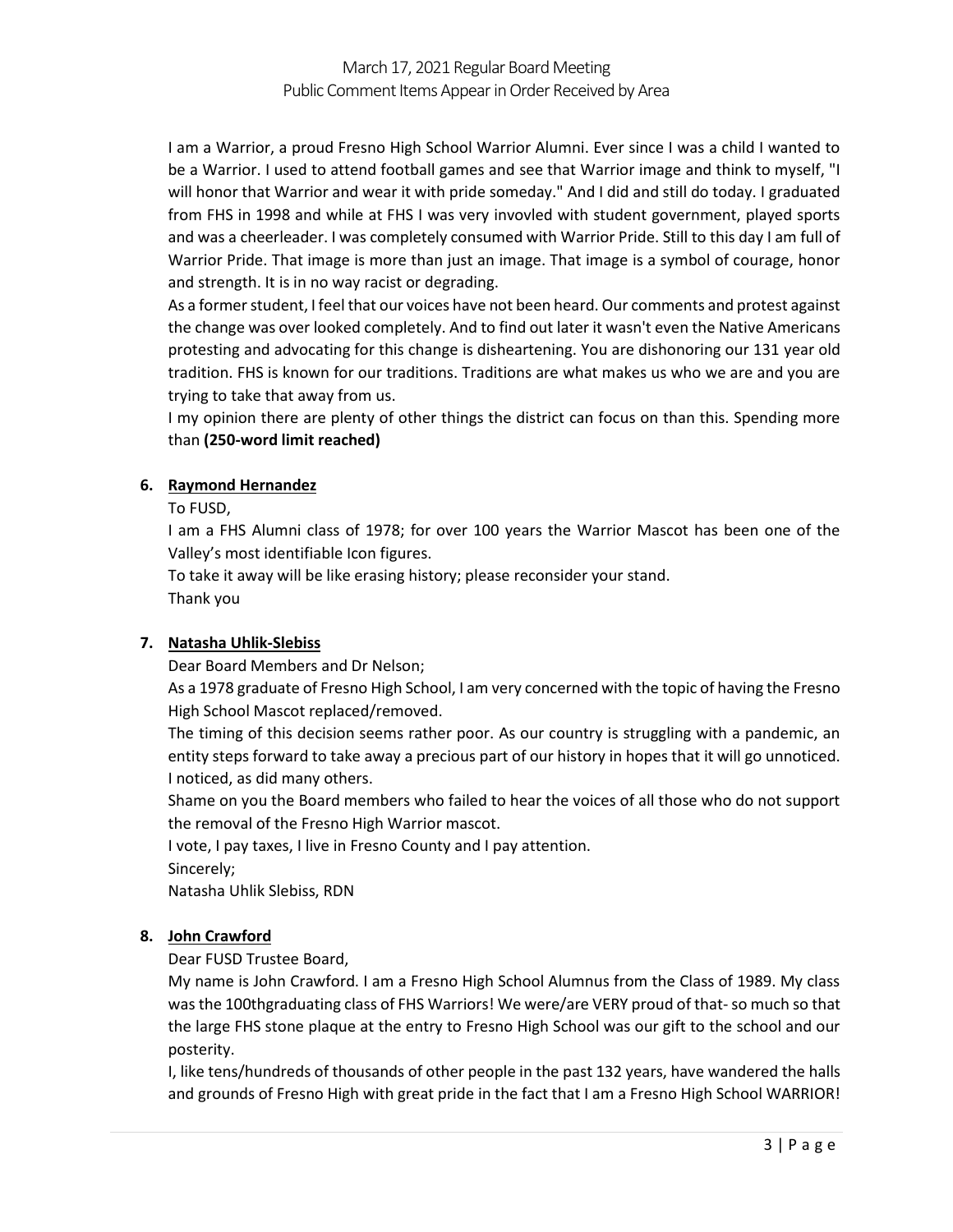I am a Warrior, a proud Fresno High School Warrior Alumni. Ever since I was a child I wanted to be a Warrior. I used to attend football games and see that Warrior image and think to myself, "I will honor that Warrior and wear it with pride someday." And I did and still do today. I graduated from FHS in 1998 and while at FHS I was very invovled with student government, played sports and was a cheerleader. I was completely consumed with Warrior Pride. Still to this day I am full of Warrior Pride. That image is more than just an image. That image is a symbol of courage, honor and strength. It is in no way racist or degrading.

As a former student, I feel that our voices have not been heard. Our comments and protest against the change was over looked completely. And to find out later it wasn't even the Native Americans protesting and advocating for this change is disheartening. You are dishonoring our 131 year old tradition. FHS is known for our traditions. Traditions are what makes us who we are and you are trying to take that away from us.

I my opinion there are plenty of other things the district can focus on than this. Spending more than **(250-word limit reached)**

6. **Raymond Hernandez**

   To FUSD,

   I am a FHS Alumni class of 1978; for over 100 years the Warrior Mascot has been one of the Valley's most identifiable Icon figures.

   To take it away will be like erasing history; please reconsider your stand.

   Thank you

7. **Natasha Uhlik-Slebiss**

   Dear Board Members and Dr Nelson;

   As a 1978 graduate of Fresno High School, I am very concerned with the topic of having the Fresno High School Mascot replaced/removed.

   The timing of this decision seems rather poor. As our country is struggling with a pandemic, an entity steps forward to take away a precious part of our history in hopes that it will go unnoticed. I noticed, as did many others.

   Shame on you the Board members who failed to hear the voices of all those who do not support the removal of the Fresno High Warrior mascot.

   I vote, I pay taxes, I live in Fresno County and I pay attention.

   Sincerely;

   Natasha Uhlik Slebiss, RDN

8. **John Crawford**

   Dear FUSD Trustee Board,

   My name is John Crawford. I am a Fresno High School Alumnus from the Class of 1989. My class was the 100thgraduating class of FHS Warriors! We were/are VERY proud of that- so much so that the large FHS stone plaque at the entry to Fresno High School was our gift to the school and our posterity.

   I, like tens/hundreds of thousands of other people in the past 132 years, have wandered the halls and grounds of Fresno High with great pride in the fact that I am a Fresno High School WARRIOR!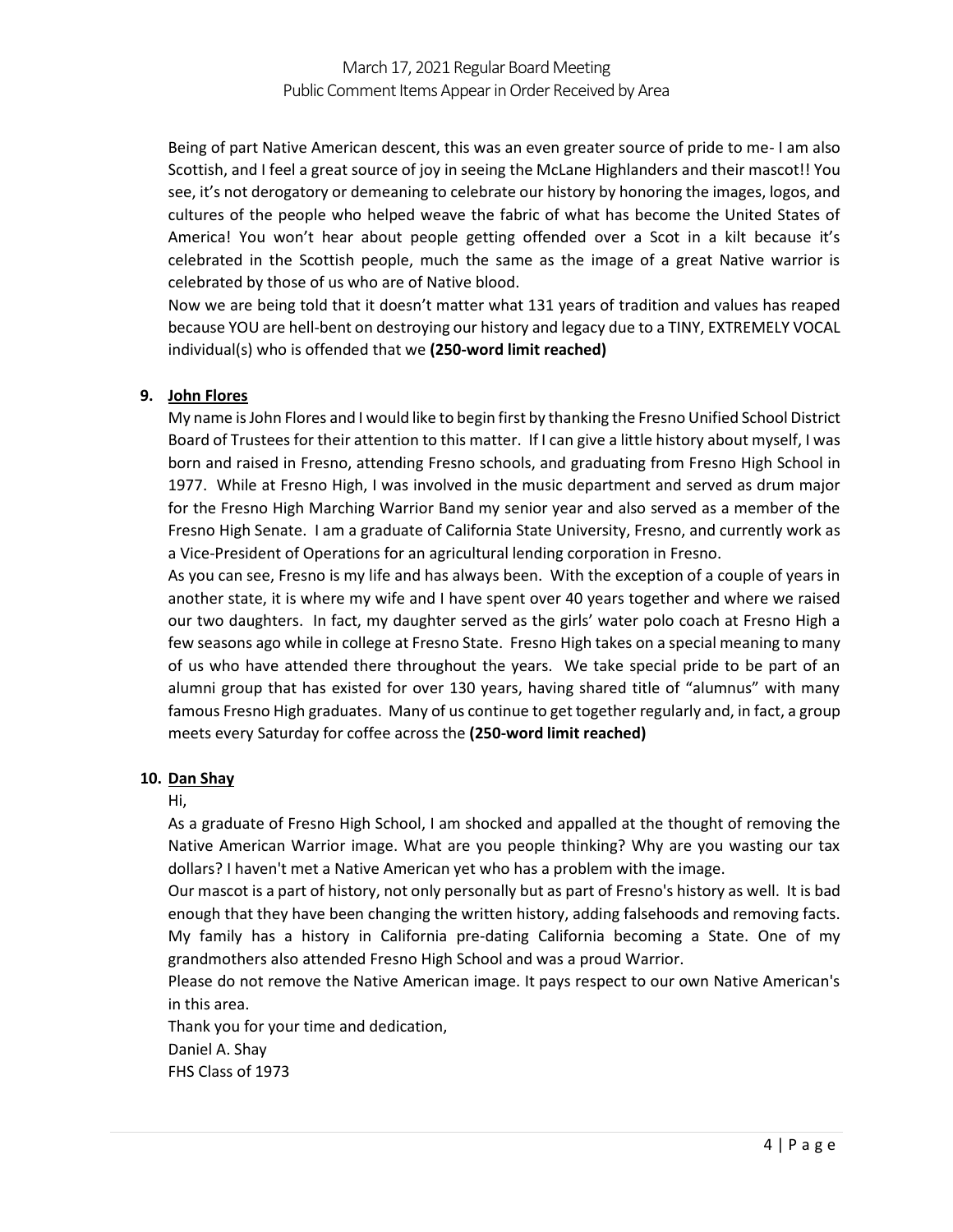Being of part Native American descent, this was an even greater source of pride to me- I am also Scottish, and I feel a great source of joy in seeing the McLane Highlanders and their mascot!! You see, it's not derogatory or demeaning to celebrate our history by honoring the images, logos, and cultures of the people who helped weave the fabric of what has become the United States of America! You won't hear about people getting offended over a Scot in a kilt because it's celebrated in the Scottish people, much the same as the image of a great Native warrior is celebrated by those of us who are of Native blood.

Now we are being told that it doesn't matter what 131 years of tradition and values has reaped because YOU are hell-bent on destroying our history and legacy due to a TINY, EXTREMELY VOCAL individual(s) who is offended that we **(250-word limit reached)**

9. **John Flores**

My name is John Flores and I would like to begin first by thanking the Fresno Unified School District Board of Trustees for their attention to this matter. If I can give a little history about myself, I was born and raised in Fresno, attending Fresno schools, and graduating from Fresno High School in 1977. While at Fresno High, I was involved in the music department and served as drum major for the Fresno High Marching Warrior Band my senior year and also served as a member of the Fresno High Senate. I am a graduate of California State University, Fresno, and currently work as a Vice-President of Operations for an agricultural lending corporation in Fresno.

As you can see, Fresno is my life and has always been. With the exception of a couple of years in another state, it is where my wife and I have spent over 40 years together and where we raised our two daughters. In fact, my daughter served as the girls' water polo coach at Fresno High a few seasons ago while in college at Fresno State. Fresno High takes on a special meaning to many of us who have attended there throughout the years. We take special pride to be part of an alumni group that has existed for over 130 years, having shared title of "alumnus" with many famous Fresno High graduates. Many of us continue to get together regularly and, in fact, a group meets every Saturday for coffee across the **(250-word limit reached)**

10. **Dan Shay**

Hi,

As a graduate of Fresno High School, I am shocked and appalled at the thought of removing the Native American Warrior image. What are you people thinking? Why are you wasting our tax dollars? I haven't met a Native American yet who has a problem with the image.

Our mascot is a part of history, not only personally but as part of Fresno's history as well. It is bad enough that they have been changing the written history, adding falsehoods and removing facts. My family has a history in California pre-dating California becoming a State. One of my grandmothers also attended Fresno High School and was a proud Warrior.

Please do not remove the Native American image. It pays respect to our own Native American's in this area.

Thank you for your time and dedication,

Daniel A. Shay

FHS Class of 1973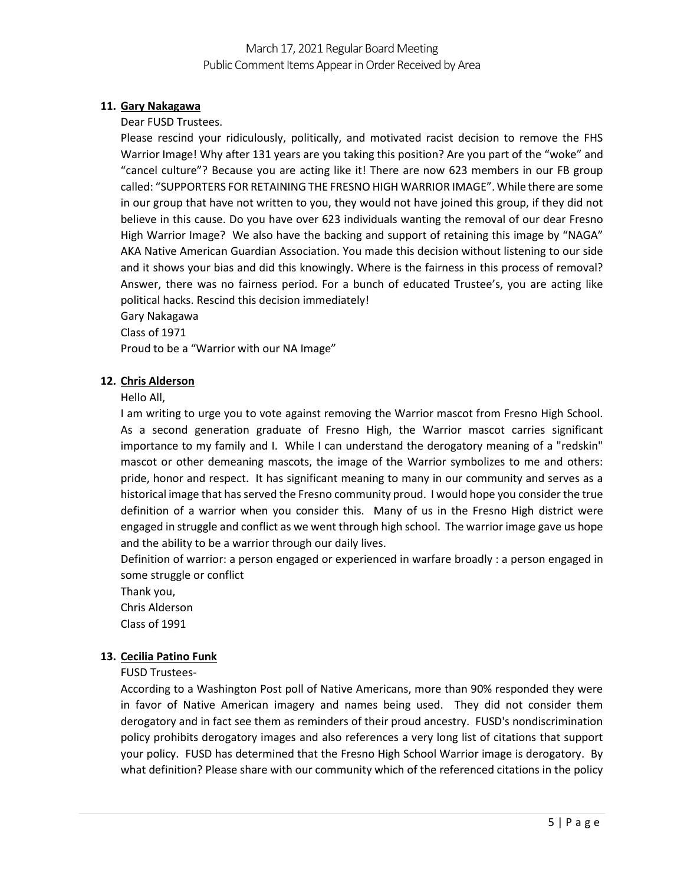**11. Gary Nakagawa**

Dear FUSD Trustees.

Please rescind your ridiculously, politically, and motivated racist decision to remove the FHS Warrior Image! Why after 131 years are you taking this position? Are you part of the "woke" and "cancel culture"? Because you are acting like it! There are now 623 members in our FB group called: "SUPPORTERS FOR RETAINING THE FRESNO HIGH WARRIOR IMAGE". While there are some in our group that have not written to you, they would not have joined this group, if they did not believe in this cause. Do you have over 623 individuals wanting the removal of our dear Fresno High Warrior Image? We also have the backing and support of retaining this image by "NAGA" AKA Native American Guardian Association. You made this decision without listening to our side and it shows your bias and did this knowingly. Where is the fairness in this process of removal? Answer, there was no fairness period. For a bunch of educated Trustee's, you are acting like political hacks. Rescind this decision immediately!

Gary Nakagawa
Class of 1971
Proud to be a "Warrior with our NA Image"

**12. Chris Alderson**

Hello All,

I am writing to urge you to vote against removing the Warrior mascot from Fresno High School. As a second generation graduate of Fresno High, the Warrior mascot carries significant importance to my family and I. While I can understand the derogatory meaning of a "redskin" mascot or other demeaning mascots, the image of the Warrior symbolizes to me and others: pride, honor and respect. It has significant meaning to many in our community and serves as a historical image that has served the Fresno community proud. I would hope you consider the true definition of a warrior when you consider this. Many of us in the Fresno High district were engaged in struggle and conflict as we went through high school. The warrior image gave us hope and the ability to be a warrior through our daily lives.

Definition of warrior: a person engaged or experienced in warfare broadly : a person engaged in some struggle or conflict

Thank you,
Chris Alderson
Class of 1991

**13. Cecilia Patino Funk**

FUSD Trustees-

According to a Washington Post poll of Native Americans, more than 90% responded they were in favor of Native American imagery and names being used. They did not consider them derogatory and in fact see them as reminders of their proud ancestry. FUSD's nondiscrimination policy prohibits derogatory images and also references a very long list of citations that support your policy. FUSD has determined that the Fresno High School Warrior image is derogatory. By what definition? Please share with our community which of the referenced citations in the policy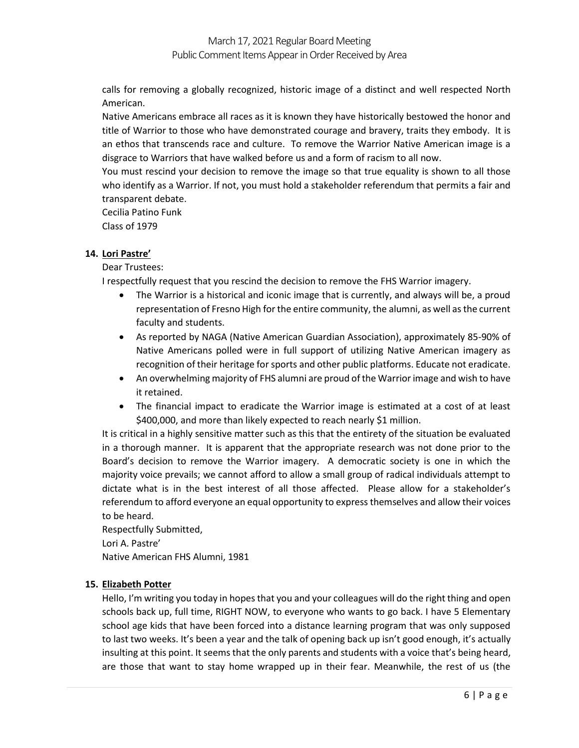calls for removing a globally recognized, historic image of a distinct and well respected North American.

Native Americans embrace all races as it is known they have historically bestowed the honor and title of Warrior to those who have demonstrated courage and bravery, traits they embody. It is an ethos that transcends race and culture. To remove the Warrior Native American image is a disgrace to Warriors that have walked before us and a form of racism to all now.

You must rescind your decision to remove the image so that true equality is shown to all those who identify as a Warrior. If not, you must hold a stakeholder referendum that permits a fair and transparent debate.

Cecilia Patino Funk
Class of 1979

**14. Lori Pastre'**

Dear Trustees:

I respectfully request that you rescind the decision to remove the FHS Warrior imagery.

- The Warrior is a historical and iconic image that is currently, and always will be, a proud representation of Fresno High for the entire community, the alumni, as well as the current faculty and students.
- As reported by NAGA (Native American Guardian Association), approximately 85-90% of Native Americans polled were in full support of utilizing Native American imagery as recognition of their heritage for sports and other public platforms. Educate not eradicate.
- An overwhelming majority of FHS alumni are proud of the Warrior image and wish to have it retained.
- The financial impact to eradicate the Warrior image is estimated at a cost of at least $400,000, and more than likely expected to reach nearly $1 million.

It is critical in a highly sensitive matter such as this that the entirety of the situation be evaluated in a thorough manner. It is apparent that the appropriate research was not done prior to the Board's decision to remove the Warrior imagery. A democratic society is one in which the majority voice prevails; we cannot afford to allow a small group of radical individuals attempt to dictate what is in the best interest of all those affected. Please allow for a stakeholder's referendum to afford everyone an equal opportunity to express themselves and allow their voices to be heard.

Respectfully Submitted,
Lori A. Pastre'
Native American FHS Alumni, 1981

**15. Elizabeth Potter**

Hello, I'm writing you today in hopes that you and your colleagues will do the right thing and open schools back up, full time, RIGHT NOW, to everyone who wants to go back. I have 5 Elementary school age kids that have been forced into a distance learning program that was only supposed to last two weeks. It's been a year and the talk of opening back up isn't good enough, it's actually insulting at this point. It seems that the only parents and students with a voice that's being heard, are those that want to stay home wrapped up in their fear. Meanwhile, the rest of us (the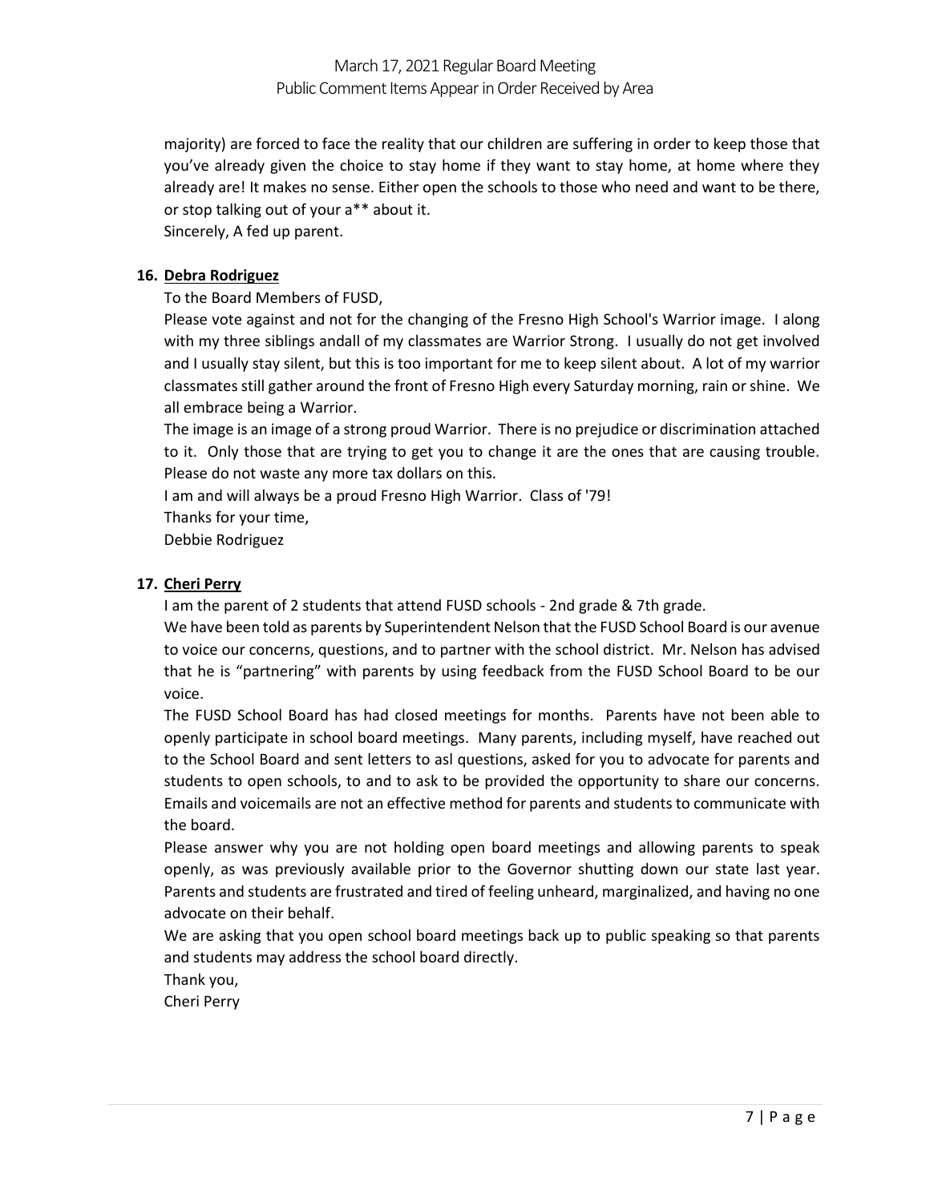majority) are forced to face the reality that our children are suffering in order to keep those that you've already given the choice to stay home if they want to stay home, at home where they already are! It makes no sense. Either open the schools to those who need and want to be there, or stop talking out of your a** about it.
Sincerely, A fed up parent.

**16. Debra Rodriguez**

To the Board Members of FUSD,

Please vote against and not for the changing of the Fresno High School's Warrior image. I along with my three siblings andall of my classmates are Warrior Strong. I usually do not get involved and I usually stay silent, but this is too important for me to keep silent about. A lot of my warrior classmates still gather around the front of Fresno High every Saturday morning, rain or shine. We all embrace being a Warrior.

The image is an image of a strong proud Warrior. There is no prejudice or discrimination attached to it. Only those that are trying to get you to change it are the ones that are causing trouble. Please do not waste any more tax dollars on this.

I am and will always be a proud Fresno High Warrior. Class of '79!

Thanks for your time,

Debbie Rodriguez

**17. Cheri Perry**

I am the parent of 2 students that attend FUSD schools - 2nd grade & 7th grade.

We have been told as parents by Superintendent Nelson that the FUSD School Board is our avenue to voice our concerns, questions, and to partner with the school district. Mr. Nelson has advised that he is "partnering" with parents by using feedback from the FUSD School Board to be our voice.

The FUSD School Board has had closed meetings for months. Parents have not been able to openly participate in school board meetings. Many parents, including myself, have reached out to the School Board and sent letters to asl questions, asked for you to advocate for parents and students to open schools, to and to ask to be provided the opportunity to share our concerns. Emails and voicemails are not an effective method for parents and students to communicate with the board.

Please answer why you are not holding open board meetings and allowing parents to speak openly, as was previously available prior to the Governor shutting down our state last year. Parents and students are frustrated and tired of feeling unheard, marginalized, and having no one advocate on their behalf.

We are asking that you open school board meetings back up to public speaking so that parents and students may address the school board directly.

Thank you,

Cheri Perry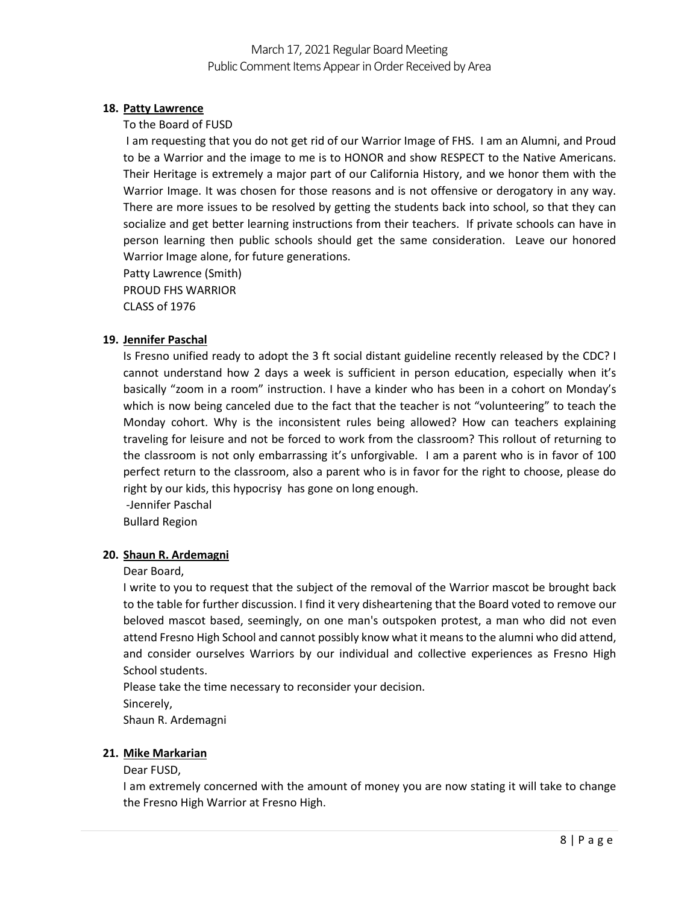**18. Patty Lawrence**

To the Board of FUSD

I am requesting that you do not get rid of our Warrior Image of FHS. I am an Alumni, and Proud to be a Warrior and the image to me is to HONOR and show RESPECT to the Native Americans. Their Heritage is extremely a major part of our California History, and we honor them with the Warrior Image. It was chosen for those reasons and is not offensive or derogatory in any way. There are more issues to be resolved by getting the students back into school, so that they can socialize and get better learning instructions from their teachers. If private schools can have in person learning then public schools should get the same consideration. Leave our honored Warrior Image alone, for future generations.

Patty Lawrence (Smith)
PROUD FHS WARRIOR
CLASS of 1976

**19. Jennifer Paschal**

Is Fresno unified ready to adopt the 3 ft social distant guideline recently released by the CDC? I cannot understand how 2 days a week is sufficient in person education, especially when it's basically "zoom in a room" instruction. I have a kinder who has been in a cohort on Monday's which is now being canceled due to the fact that the teacher is not "volunteering" to teach the Monday cohort. Why is the inconsistent rules being allowed? How can teachers explaining traveling for leisure and not be forced to work from the classroom? This rollout of returning to the classroom is not only embarrassing it's unforgivable. I am a parent who is in favor of 100 perfect return to the classroom, also a parent who is in favor for the right to choose, please do right by our kids, this hypocrisy has gone on long enough.

-Jennifer Paschal
Bullard Region

**20. Shaun R. Ardemagni**

Dear Board,

I write to you to request that the subject of the removal of the Warrior mascot be brought back to the table for further discussion. I find it very disheartening that the Board voted to remove our beloved mascot based, seemingly, on one man's outspoken protest, a man who did not even attend Fresno High School and cannot possibly know what it means to the alumni who did attend, and consider ourselves Warriors by our individual and collective experiences as Fresno High School students.

Please take the time necessary to reconsider your decision.

Sincerely,
Shaun R. Ardemagni

**21. Mike Markarian**

Dear FUSD,

I am extremely concerned with the amount of money you are now stating it will take to change the Fresno High Warrior at Fresno High.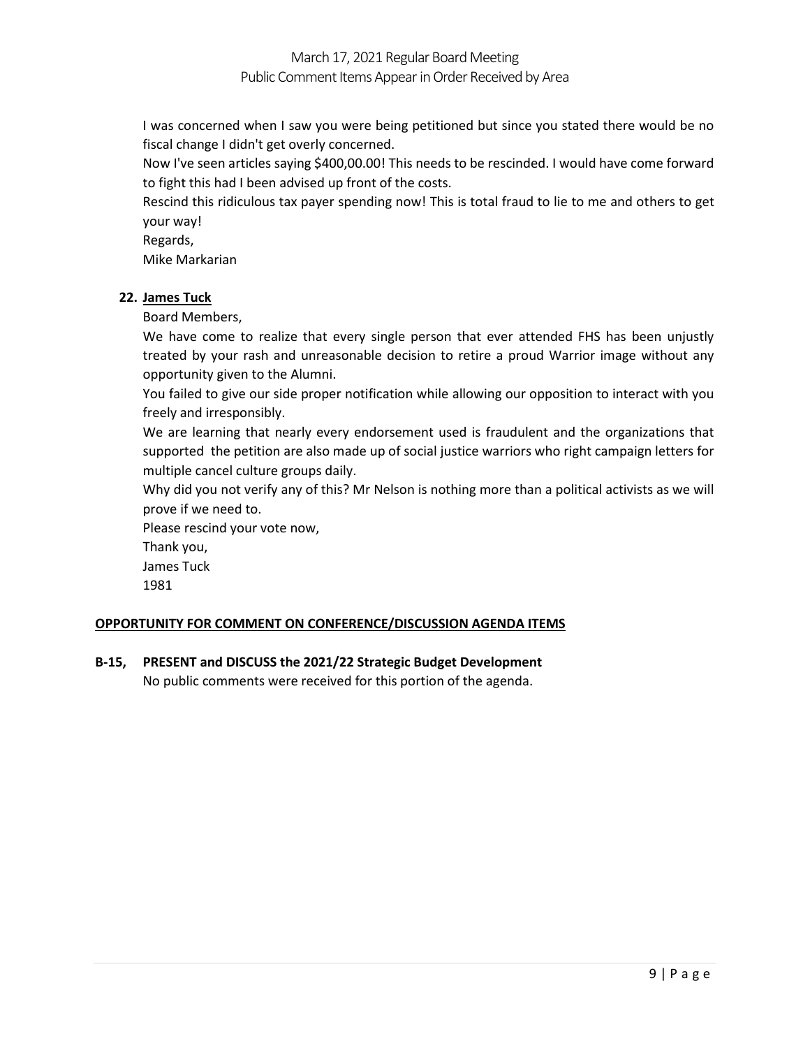I was concerned when I saw you were being petitioned but since you stated there would be no fiscal change I didn't get overly concerned.

Now I've seen articles saying $400,00.00! This needs to be rescinded. I would have come forward to fight this had I been advised up front of the costs.

Rescind this ridiculous tax payer spending now! This is total fraud to lie to me and others to get your way!

Regards,

Mike Markarian

**22. James Tuck**

Board Members,

We have come to realize that every single person that ever attended FHS has been unjustly treated by your rash and unreasonable decision to retire a proud Warrior image without any opportunity given to the Alumni.

You failed to give our side proper notification while allowing our opposition to interact with you freely and irresponsibly.

We are learning that nearly every endorsement used is fraudulent and the organizations that supported the petition are also made up of social justice warriors who right campaign letters for multiple cancel culture groups daily.

Why did you not verify any of this? Mr Nelson is nothing more than a political activists as we will prove if we need to.

Please rescind your vote now,

Thank you,

James Tuck

1981

**OPPORTUNITY FOR COMMENT ON CONFERENCE/DISCUSSION AGENDA ITEMS**

**B-15, PRESENT and DISCUSS the 2021/22 Strategic Budget Development**

No public comments were received for this portion of the agenda.